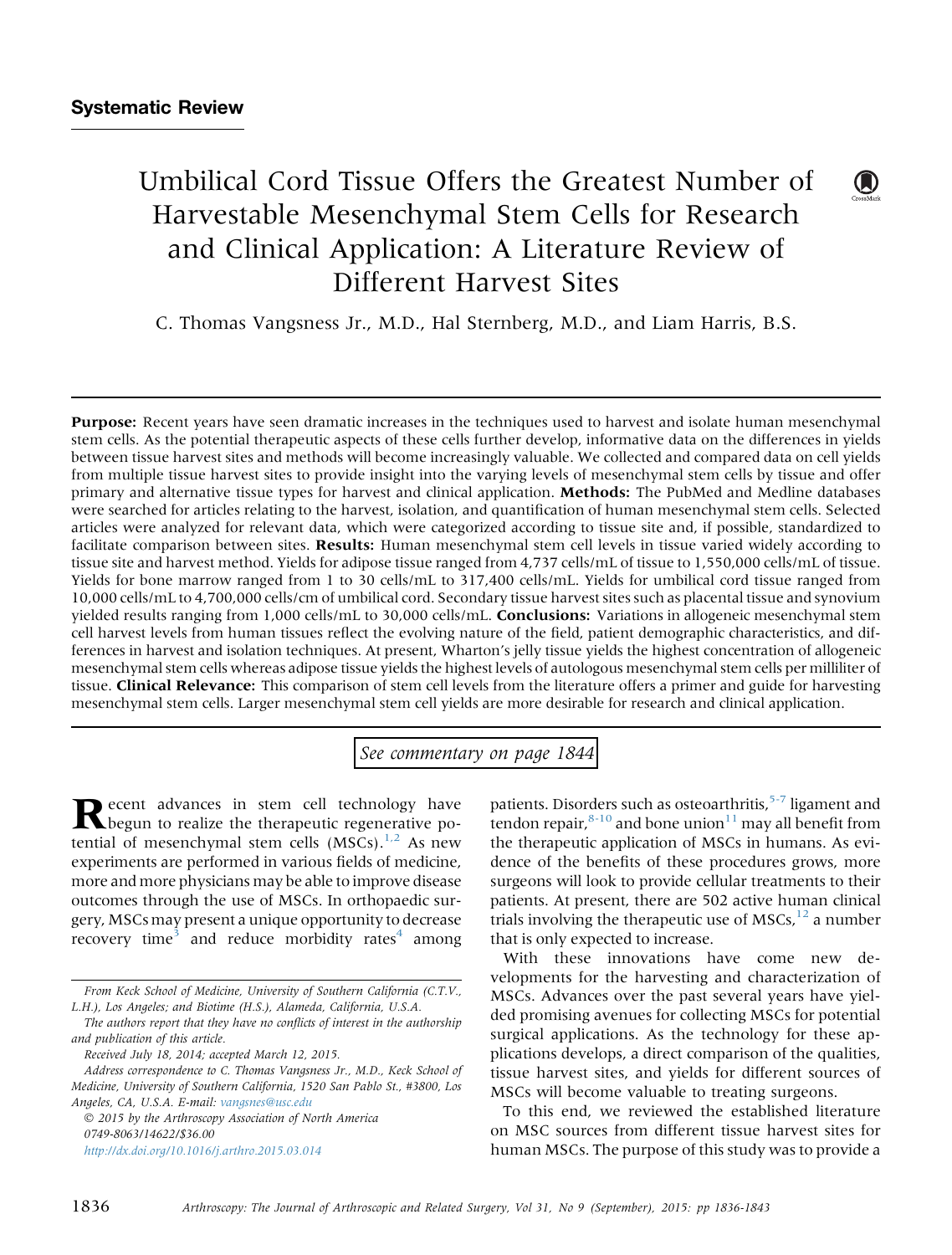**Systematic Review**

# Umbilical Cord Tissue Offers the Greatest Number of Harvestable Mesenchymal Stem Cells for Research and Clinical Application: A Literature Review of Different Harvest Sites

C. Thomas Vangsness Jr., M.D., Hal Sternberg, M.D., and Liam Harris, B.S.

**Purpose:** Recent years have seen dramatic increases in the techniques used to harvest and isolate human mesenchymal stem cells. As the potential therapeutic aspects of these cells further develop, informative data on the differences in yields between tissue harvest sites and methods will become increasingly valuable. We collected and compared data on cell yields from multiple tissue harvest sites to provide insight into the varying levels of mesenchymal stem cells by tissue and offer primary and alternative tissue types for harvest and clinical application. **Methods:** The PubMed and Medline databases were searched for articles relating to the harvest, isolation, and quantification of human mesenchymal stem cells. Selected articles were analyzed for relevant data, which were categorized according to tissue site and, if possible, standardized to facilitate comparison between sites. **Results:** Human mesenchymal stem cell levels in tissue varied widely according to tissue site and harvest method. Yields for adipose tissue ranged from 4,737 cells/mL of tissue to 1,550,000 cells/mL of tissue. Yields for bone marrow ranged from 1 to 30 cells/mL to 317,400 cells/mL. Yields for umbilical cord tissue ranged from 10,000 cells/mL to 4,700,000 cells/cm of umbilical cord. Secondary tissue harvest sites such as placental tissue and synovium yielded results ranging from 1,000 cells/mL to 30,000 cells/mL. **Conclusions:** Variations in allogeneic mesenchymal stem cell harvest levels from human tissues reflect the evolving nature of the field, patient demographic characteristics, and differences in harvest and isolation techniques. At present, Wharton's jelly tissue yields the highest concentration of allogeneic mesenchymal stem cells whereas adipose tissue yields the highest levels of autologous mesenchymal stem cells per milliliter of tissue. **Clinical Relevance:** This comparison of stem cell levels from the literature offers a primer and guide for harvesting mesenchymal stem cells. Larger mesenchymal stem cell yields are more desirable for research and clinical application.

*See commentary on page 1844*

Recent advances in stem cell technology have begun to realize the therapeutic regenerative potential of mesenchymal stem cells (MSCs).[1,2] As new experiments are performed in various fields of medicine, more and more physicians may be able to improve disease outcomes through the use of MSCs. In orthopaedic surgery, MSCs may present a unique opportunity to decrease recovery time[3] and reduce morbidity rates[4] among patients. Disorders such as osteoarthritis,[5-7] ligament and tendon repair,[8-10] and bone union[11] may all benefit from the therapeutic application of MSCs in humans. As evidence of the benefits of these procedures grows, more surgeons will look to provide cellular treatments to their patients. At present, there are 502 active human clinical trials involving the therapeutic use of MSCs,[12] a number that is only expected to increase.

With these innovations have come new developments for the harvesting and characterization of MSCs. Advances over the past several years have yielded promising avenues for collecting MSCs for potential surgical applications. As the technology for these applications develops, a direct comparison of the qualities, tissue harvest sites, and yields for different sources of MSCs will become valuable to treating surgeons.

To this end, we reviewed the established literature on MSC sources from different tissue harvest sites for human MSCs. The purpose of this study was to provide a

*From Keck School of Medicine, University of Southern California (C.T.V., L.H.), Los Angeles; and Biotime (H.S.), Alameda, California, U.S.A.*

*The authors report that they have no conflicts of interest in the authorship and publication of this article.*

*Received July 18, 2014; accepted March 12, 2015.*

*Address correspondence to C. Thomas Vangsness Jr., M.D., Keck School of Medicine, University of Southern California, 1520 San Pablo St., #3800, Los Angeles, CA, U.S.A. E-mail: vangsnes@usc.edu*

*© 2015 by the Arthroscopy Association of North America*
*0749-8063/14622/$36.00*
*http://dx.doi.org/10.1016/j.arthro.2015.03.014*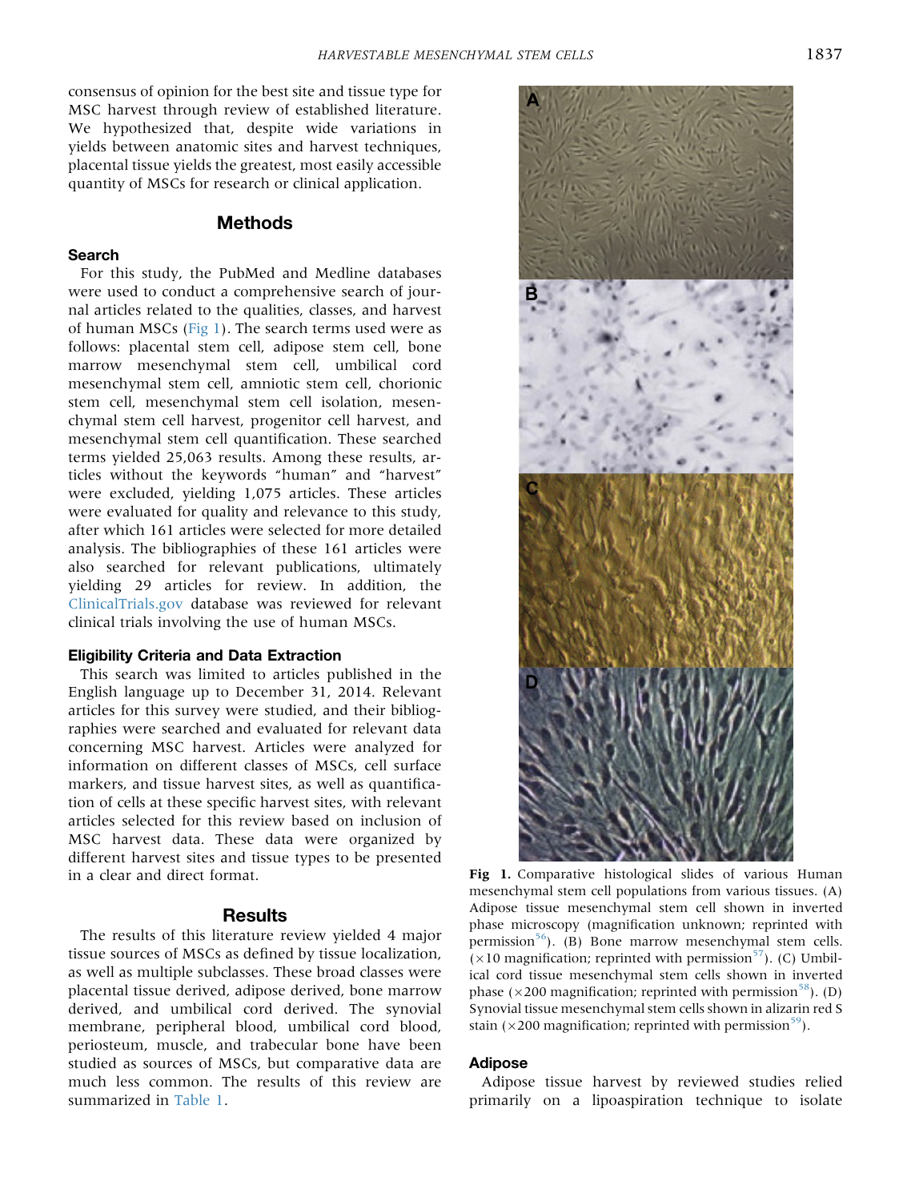consensus of opinion for the best site and tissue type for MSC harvest through review of established literature. We hypothesized that, despite wide variations in yields between anatomic sites and harvest techniques, placental tissue yields the greatest, most easily accessible quantity of MSCs for research or clinical application.

## Methods

### Search

For this study, the PubMed and Medline databases were used to conduct a comprehensive search of journal articles related to the qualities, classes, and harvest of human MSCs (Fig 1). The search terms used were as follows: placental stem cell, adipose stem cell, bone marrow mesenchymal stem cell, umbilical cord mesenchymal stem cell, amniotic stem cell, chorionic stem cell, mesenchymal stem cell isolation, mesenchymal stem cell harvest, progenitor cell harvest, and mesenchymal stem cell quantification. These searched terms yielded 25,063 results. Among these results, articles without the keywords "human" and "harvest" were excluded, yielding 1,075 articles. These articles were evaluated for quality and relevance to this study, after which 161 articles were selected for more detailed analysis. The bibliographies of these 161 articles were also searched for relevant publications, ultimately yielding 29 articles for review. In addition, the ClinicalTrials.gov database was reviewed for relevant clinical trials involving the use of human MSCs.

### Eligibility Criteria and Data Extraction

This search was limited to articles published in the English language up to December 31, 2014. Relevant articles for this survey were studied, and their bibliographies were searched and evaluated for relevant data concerning MSC harvest. Articles were analyzed for information on different classes of MSCs, cell surface markers, and tissue harvest sites, as well as quantification of cells at these specific harvest sites, with relevant articles selected for this review based on inclusion of MSC harvest data. These data were organized by different harvest sites and tissue types to be presented in a clear and direct format.

## Results

The results of this literature review yielded 4 major tissue sources of MSCs as defined by tissue localization, as well as multiple subclasses. These broad classes were placental tissue derived, adipose derived, bone marrow derived, and umbilical cord derived. The synovial membrane, peripheral blood, umbilical cord blood, periosteum, muscle, and trabecular bone have been studied as sources of MSCs, but comparative data are much less common. The results of this review are summarized in Table 1.

**Fig 1.** Comparative histological slides of various Human mesenchymal stem cell populations from various tissues. (A) Adipose tissue mesenchymal stem cell shown in inverted phase microscopy (magnification unknown; reprinted with permission[56]). (B) Bone marrow mesenchymal stem cells. (×10 magnification; reprinted with permission[57]). (C) Umbilical cord tissue mesenchymal stem cells shown in inverted phase (×200 magnification; reprinted with permission[58]). (D) Synovial tissue mesenchymal stem cells shown in alizarin red S stain (×200 magnification; reprinted with permission[59]).

### Adipose

Adipose tissue harvest by reviewed studies relied primarily on a lipoaspiration technique to isolate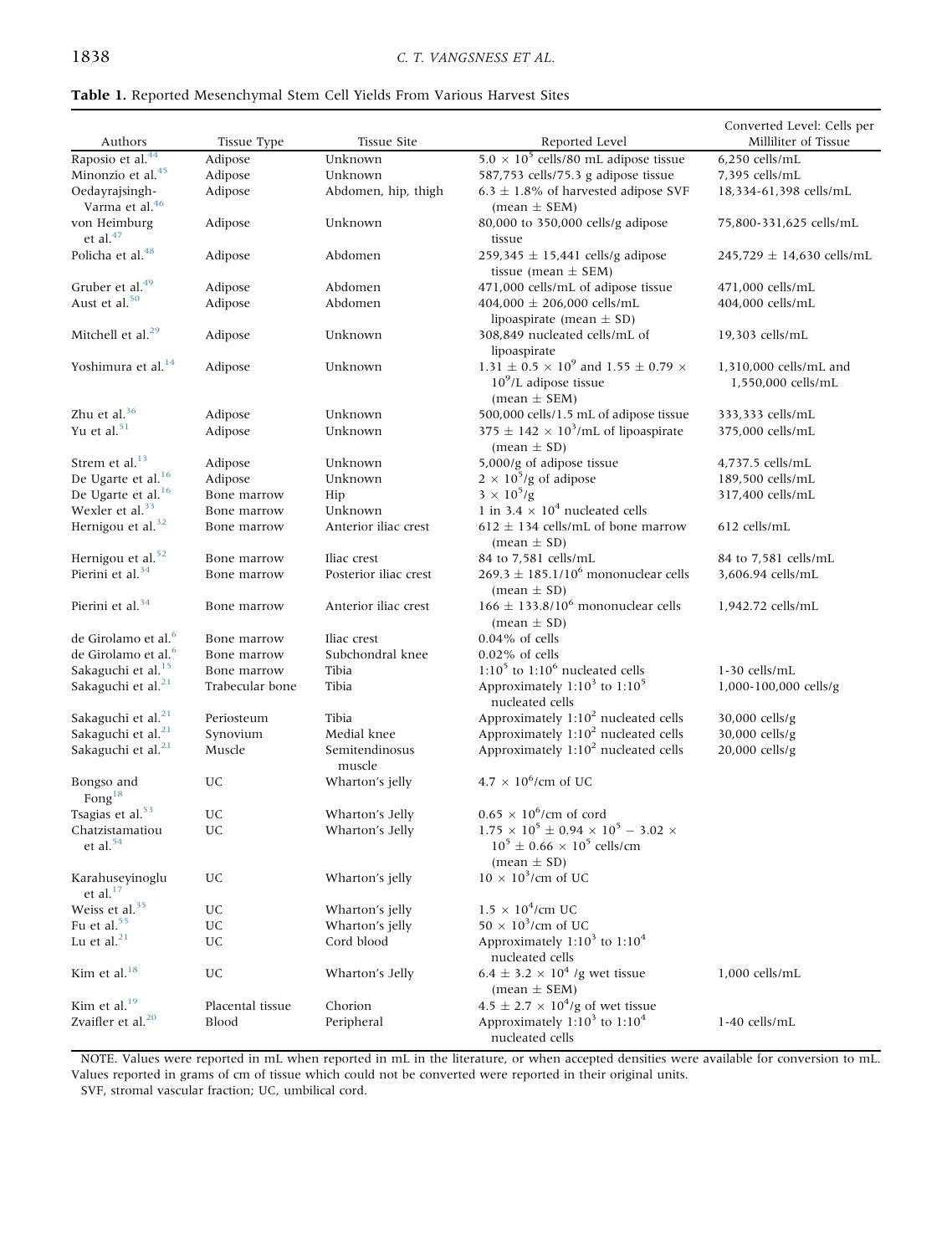**Table 1.** Reported Mesenchymal Stem Cell Yields From Various Harvest Sites

| Authors | Tissue Type | Tissue Site | Reported Level | Converted Level: Cells per Milliliter of Tissue |
|---|---|---|---|---|
| Raposio et al.[44] | Adipose | Unknown | $5.0 \times 10^5$ cells/80 mL adipose tissue | 6,250 cells/mL |
| Minonzio et al.[45] | Adipose | Unknown | 587,753 cells/75.3 g adipose tissue | 7,395 cells/mL |
| Oedayrajsingh-Varma et al.[46] | Adipose | Abdomen, hip, thigh | 6.3 ± 1.8% of harvested adipose SVF (mean ± SEM) | 18,334-61,398 cells/mL |
| von Heimburg et al.[47] | Adipose | Unknown | 80,000 to 350,000 cells/g adipose tissue | 75,800-331,625 cells/mL |
| Policha et al.[48] | Adipose | Abdomen | 259,345 ± 15,441 cells/g adipose tissue (mean ± SEM) | 245,729 ± 14,630 cells/mL |
| Gruber et al.[49] | Adipose | Abdomen | 471,000 cells/mL of adipose tissue | 471,000 cells/mL |
| Aust et al.[50] | Adipose | Abdomen | 404,000 ± 206,000 cells/mL lipoaspirate (mean ± SD) | 404,000 cells/mL |
| Mitchell et al.[29] | Adipose | Unknown | 308,849 nucleated cells/mL of lipoaspirate | 19,303 cells/mL |
| Yoshimura et al.[14] | Adipose | Unknown | $1.31 \pm 0.5 \times 10^9$ and $1.55 \pm 0.79 \times 10^9$/L adipose tissue (mean ± SEM) | 1,310,000 cells/mL and 1,550,000 cells/mL |
| Zhu et al.[36] | Adipose | Unknown | 500,000 cells/1.5 mL of adipose tissue | 333,333 cells/mL |
| Yu et al.[51] | Adipose | Unknown | $375 \pm 142 \times 10^3$/mL of lipoaspirate (mean ± SD) | 375,000 cells/mL |
| Strem et al.[13] | Adipose | Unknown | 5,000/g of adipose tissue | 4,737.5 cells/mL |
| De Ugarte et al.[16] | Adipose | Unknown | $2 \times 10^5$/g of adipose | 189,500 cells/mL |
| De Ugarte et al.[16] | Bone marrow | Hip | $3 \times 10^5$/g | 317,400 cells/mL |
| Wexler et al.[33] | Bone marrow | Unknown | 1 in $3.4 \times 10^4$ nucleated cells | |
| Hernigou et al.[32] | Bone marrow | Anterior iliac crest | 612 ± 134 cells/mL of bone marrow (mean ± SD) | 612 cells/mL |
| Hernigou et al.[52] | Bone marrow | Iliac crest | 84 to 7,581 cells/mL | 84 to 7,581 cells/mL |
| Pierini et al.[34] | Bone marrow | Posterior iliac crest | $269.3 \pm 185.1/10^6$ mononuclear cells (mean ± SD) | 3,606.94 cells/mL |
| Pierini et al.[34] | Bone marrow | Anterior iliac crest | $166 \pm 133.8/10^6$ mononuclear cells (mean ± SD) | 1,942.72 cells/mL |
| de Girolamo et al.[6] | Bone marrow | Iliac crest | 0.04% of cells | |
| de Girolamo et al.[6] | Bone marrow | Subchondral knee | 0.02% of cells | |
| Sakaguchi et al.[15] | Bone marrow | Tibia | $1{:}10^5$ to $1{:}10^6$ nucleated cells | 1-30 cells/mL |
| Sakaguchi et al.[21] | Trabecular bone | Tibia | Approximately $1{:}10^3$ to $1{:}10^5$ nucleated cells | 1,000-100,000 cells/g |
| Sakaguchi et al.[21] | Periosteum | Tibia | Approximately $1{:}10^2$ nucleated cells | 30,000 cells/g |
| Sakaguchi et al.[21] | Synovium | Medial knee | Approximately $1{:}10^2$ nucleated cells | 30,000 cells/g |
| Sakaguchi et al.[21] | Muscle | Semitendinosus muscle | Approximately $1{:}10^2$ nucleated cells | 20,000 cells/g |
| Bongso and Fong[18] | UC | Wharton's jelly | $4.7 \times 10^6$/cm of UC | |
| Tsagias et al.[53] | UC | Wharton's Jelly | $0.65 \times 10^6$/cm of cord | |
| Chatzistamatiou et al.[54] | UC | Wharton's Jelly | $1.75 \times 10^5 \pm 0.94 \times 10^5 - 3.02 \times 10^5 \pm 0.66 \times 10^5$ cells/cm (mean ± SD) | |
| Karahuseyinoglu et al.[17] | UC | Wharton's jelly | $10 \times 10^3$/cm of UC | |
| Weiss et al.[35] | UC | Wharton's jelly | $1.5 \times 10^4$/cm UC | |
| Fu et al.[55] | UC | Wharton's jelly | $50 \times 10^3$/cm of UC | |
| Lu et al.[21] | UC | Cord blood | Approximately $1{:}10^3$ to $1{:}10^4$ nucleated cells | |
| Kim et al.[18] | UC | Wharton's Jelly | $6.4 \pm 3.2 \times 10^4$ /g wet tissue (mean ± SEM) | 1,000 cells/mL |
| Kim et al.[19] | Placental tissue | Chorion | $4.5 \pm 2.7 \times 10^4$/g of wet tissue | |
| Zvaifler et al.[20] | Blood | Peripheral | Approximately $1{:}10^3$ to $1{:}10^4$ nucleated cells | 1-40 cells/mL |

NOTE. Values were reported in mL when reported in mL in the literature, or when accepted densities were available for conversion to mL. Values reported in grams of cm of tissue which could not be converted were reported in their original units.

SVF, stromal vascular fraction; UC, umbilical cord.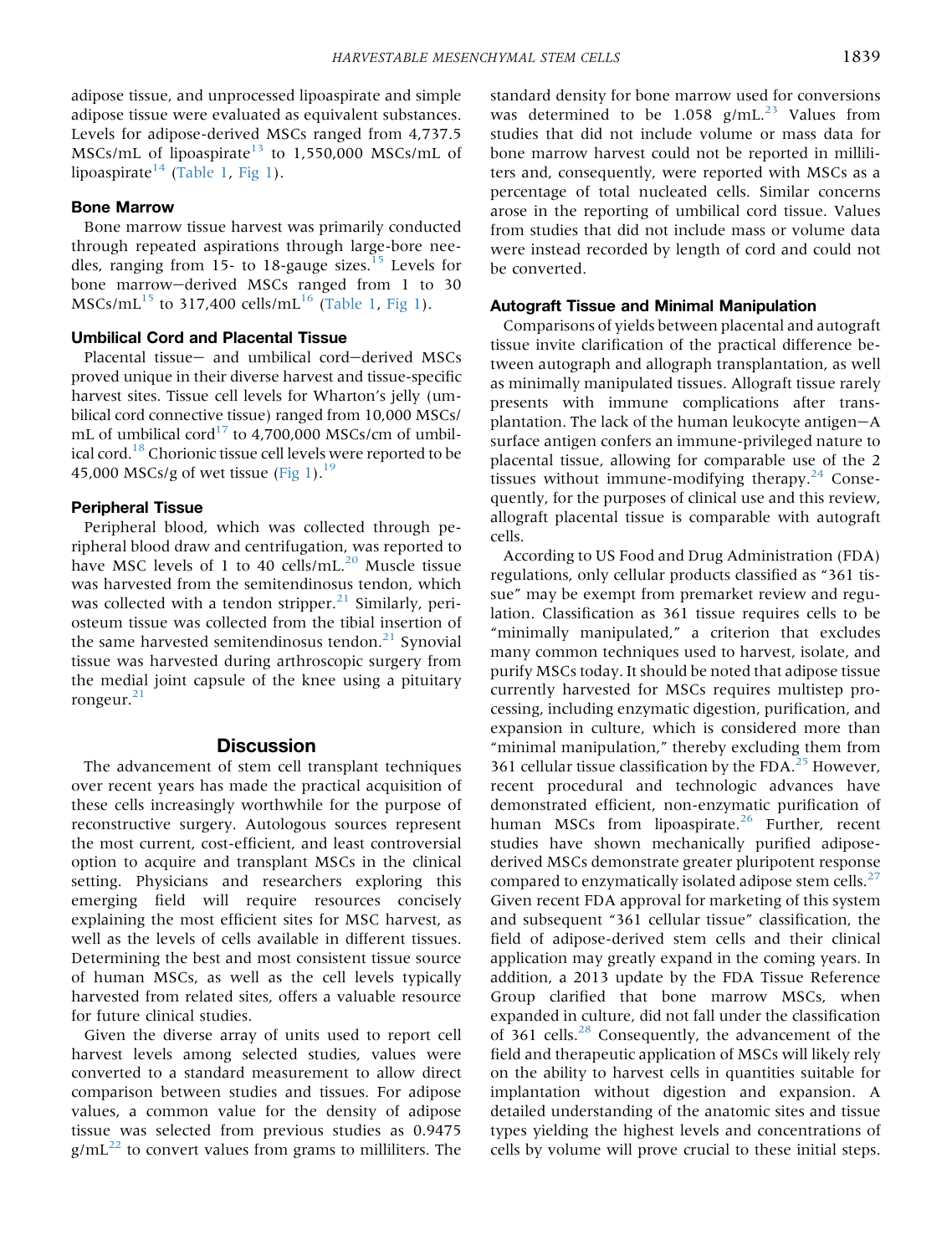adipose tissue, and unprocessed lipoaspirate and simple adipose tissue were evaluated as equivalent substances. Levels for adipose-derived MSCs ranged from 4,737.5 MSCs/mL of lipoaspirate[13] to 1,550,000 MSCs/mL of lipoaspirate[14] (Table 1, Fig 1).

### Bone Marrow

Bone marrow tissue harvest was primarily conducted through repeated aspirations through large-bore needles, ranging from 15- to 18-gauge sizes.[15] Levels for bone marrow−derived MSCs ranged from 1 to 30 MSCs/mL[15] to 317,400 cells/mL[16] (Table 1, Fig 1).

### Umbilical Cord and Placental Tissue

Placental tissue− and umbilical cord−derived MSCs proved unique in their diverse harvest and tissue-specific harvest sites. Tissue cell levels for Wharton's jelly (umbilical cord connective tissue) ranged from 10,000 MSCs/mL of umbilical cord[17] to 4,700,000 MSCs/cm of umbilical cord.[18] Chorionic tissue cell levels were reported to be 45,000 MSCs/g of wet tissue (Fig 1).[19]

### Peripheral Tissue

Peripheral blood, which was collected through peripheral blood draw and centrifugation, was reported to have MSC levels of 1 to 40 cells/mL.[20] Muscle tissue was harvested from the semitendinosus tendon, which was collected with a tendon stripper.[21] Similarly, periosteum tissue was collected from the tibial insertion of the same harvested semitendinosus tendon.[21] Synovial tissue was harvested during arthroscopic surgery from the medial joint capsule of the knee using a pituitary rongeur.[21]

## Discussion

The advancement of stem cell transplant techniques over recent years has made the practical acquisition of these cells increasingly worthwhile for the purpose of reconstructive surgery. Autologous sources represent the most current, cost-efficient, and least controversial option to acquire and transplant MSCs in the clinical setting. Physicians and researchers exploring this emerging field will require resources concisely explaining the most efficient sites for MSC harvest, as well as the levels of cells available in different tissues. Determining the best and most consistent tissue source of human MSCs, as well as the cell levels typically harvested from related sites, offers a valuable resource for future clinical studies.

Given the diverse array of units used to report cell harvest levels among selected studies, values were converted to a standard measurement to allow direct comparison between studies and tissues. For adipose values, a common value for the density of adipose tissue was selected from previous studies as 0.9475 g/mL[22] to convert values from grams to milliliters. The standard density for bone marrow used for conversions was determined to be 1.058 g/mL.[23] Values from studies that did not include volume or mass data for bone marrow harvest could not be reported in milliliters and, consequently, were reported with MSCs as a percentage of total nucleated cells. Similar concerns arose in the reporting of umbilical cord tissue. Values from studies that did not include mass or volume data were instead recorded by length of cord and could not be converted.

### Autograft Tissue and Minimal Manipulation

Comparisons of yields between placental and autograft tissue invite clarification of the practical difference between autograph and allograph transplantation, as well as minimally manipulated tissues. Allograft tissue rarely presents with immune complications after transplantation. The lack of the human leukocyte antigen−A surface antigen confers an immune-privileged nature to placental tissue, allowing for comparable use of the 2 tissues without immune-modifying therapy.[24] Consequently, for the purposes of clinical use and this review, allograft placental tissue is comparable with autograft cells.

According to US Food and Drug Administration (FDA) regulations, only cellular products classified as "361 tissue" may be exempt from premarket review and regulation. Classification as 361 tissue requires cells to be "minimally manipulated," a criterion that excludes many common techniques used to harvest, isolate, and purify MSCs today. It should be noted that adipose tissue currently harvested for MSCs requires multistep processing, including enzymatic digestion, purification, and expansion in culture, which is considered more than "minimal manipulation," thereby excluding them from 361 cellular tissue classification by the FDA.[25] However, recent procedural and technologic advances have demonstrated efficient, non-enzymatic purification of human MSCs from lipoaspirate.[26] Further, recent studies have shown mechanically purified adipose-derived MSCs demonstrate greater pluripotent response compared to enzymatically isolated adipose stem cells.[27] Given recent FDA approval for marketing of this system and subsequent "361 cellular tissue" classification, the field of adipose-derived stem cells and their clinical application may greatly expand in the coming years. In addition, a 2013 update by the FDA Tissue Reference Group clarified that bone marrow MSCs, when expanded in culture, did not fall under the classification of 361 cells.[28] Consequently, the advancement of the field and therapeutic application of MSCs will likely rely on the ability to harvest cells in quantities suitable for implantation without digestion and expansion. A detailed understanding of the anatomic sites and tissue types yielding the highest levels and concentrations of cells by volume will prove crucial to these initial steps.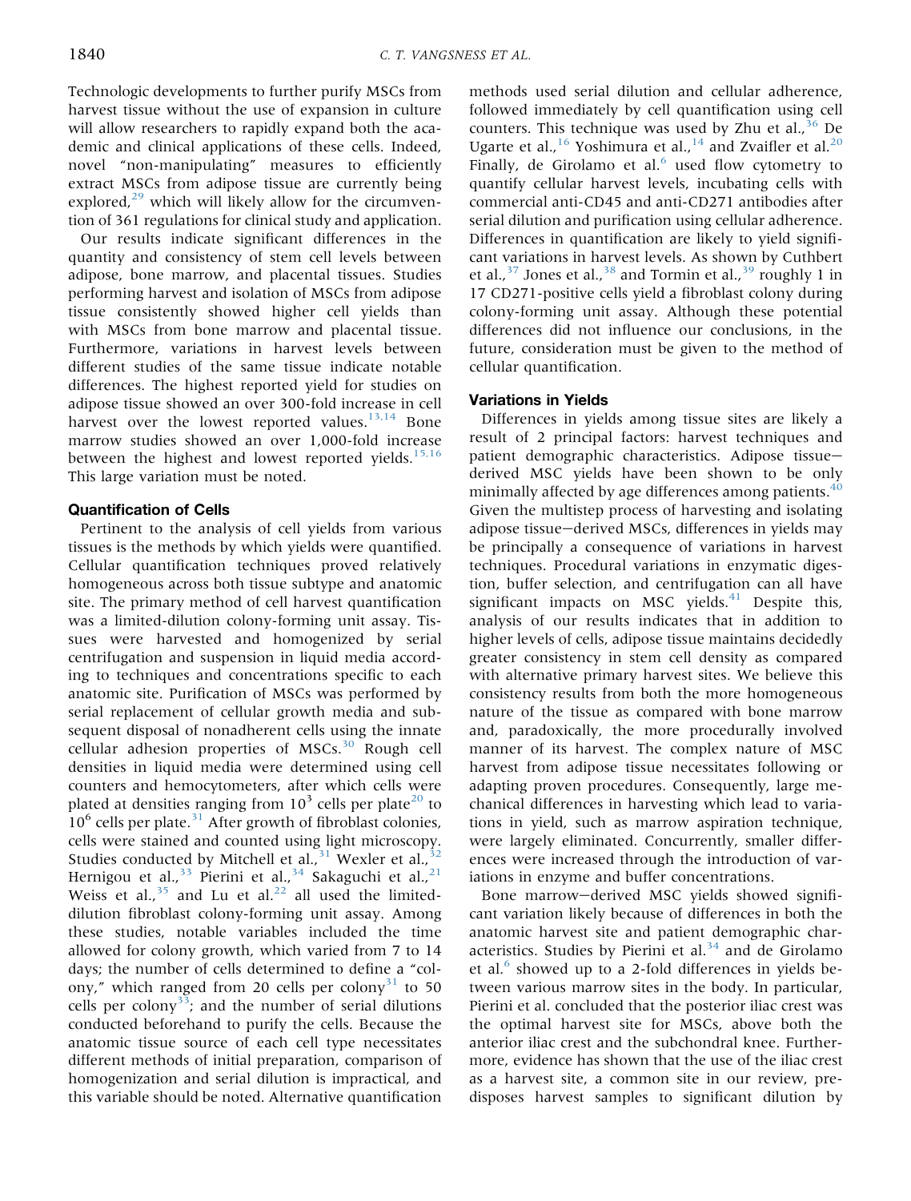Technologic developments to further purify MSCs from harvest tissue without the use of expansion in culture will allow researchers to rapidly expand both the academic and clinical applications of these cells. Indeed, novel "non-manipulating" measures to efficiently extract MSCs from adipose tissue are currently being explored,[29] which will likely allow for the circumvention of 361 regulations for clinical study and application.

Our results indicate significant differences in the quantity and consistency of stem cell levels between adipose, bone marrow, and placental tissues. Studies performing harvest and isolation of MSCs from adipose tissue consistently showed higher cell yields than with MSCs from bone marrow and placental tissue. Furthermore, variations in harvest levels between different studies of the same tissue indicate notable differences. The highest reported yield for studies on adipose tissue showed an over 300-fold increase in cell harvest over the lowest reported values.[13,14] Bone marrow studies showed an over 1,000-fold increase between the highest and lowest reported yields.[15,16] This large variation must be noted.

### Quantification of Cells

Pertinent to the analysis of cell yields from various tissues is the methods by which yields were quantified. Cellular quantification techniques proved relatively homogeneous across both tissue subtype and anatomic site. The primary method of cell harvest quantification was a limited-dilution colony-forming unit assay. Tissues were harvested and homogenized by serial centrifugation and suspension in liquid media according to techniques and concentrations specific to each anatomic site. Purification of MSCs was performed by serial replacement of cellular growth media and subsequent disposal of nonadherent cells using the innate cellular adhesion properties of MSCs.[30] Rough cell densities in liquid media were determined using cell counters and hemocytometers, after which cells were plated at densities ranging from $10^3$ cells per plate[20] to $10^6$ cells per plate.[31] After growth of fibroblast colonies, cells were stained and counted using light microscopy. Studies conducted by Mitchell et al.,[31] Wexler et al.,[32] Hernigou et al.,[33] Pierini et al.,[34] Sakaguchi et al.,[21] Weiss et al.,[35] and Lu et al.[22] all used the limited-dilution fibroblast colony-forming unit assay. Among these studies, notable variables included the time allowed for colony growth, which varied from 7 to 14 days; the number of cells determined to define a "colony," which ranged from 20 cells per colony[31] to 50 cells per colony[33]; and the number of serial dilutions conducted beforehand to purify the cells. Because the anatomic tissue source of each cell type necessitates different methods of initial preparation, comparison of homogenization and serial dilution is impractical, and this variable should be noted. Alternative quantification methods used serial dilution and cellular adherence, followed immediately by cell quantification using cell counters. This technique was used by Zhu et al.,[36] De Ugarte et al.,[16] Yoshimura et al.,[14] and Zvaifler et al.[20] Finally, de Girolamo et al.[6] used flow cytometry to quantify cellular harvest levels, incubating cells with commercial anti-CD45 and anti-CD271 antibodies after serial dilution and purification using cellular adherence. Differences in quantification are likely to yield significant variations in harvest levels. As shown by Cuthbert et al.,[37] Jones et al.,[38] and Tormin et al.,[39] roughly 1 in 17 CD271-positive cells yield a fibroblast colony during colony-forming unit assay. Although these potential differences did not influence our conclusions, in the future, consideration must be given to the method of cellular quantification.

### Variations in Yields

Differences in yields among tissue sites are likely a result of 2 principal factors: harvest techniques and patient demographic characteristics. Adipose tissue–derived MSC yields have been shown to be only minimally affected by age differences among patients.[40] Given the multistep process of harvesting and isolating adipose tissue–derived MSCs, differences in yields may be principally a consequence of variations in harvest techniques. Procedural variations in enzymatic digestion, buffer selection, and centrifugation can all have significant impacts on MSC yields.[41] Despite this, analysis of our results indicates that in addition to higher levels of cells, adipose tissue maintains decidedly greater consistency in stem cell density as compared with alternative primary harvest sites. We believe this consistency results from both the more homogeneous nature of the tissue as compared with bone marrow and, paradoxically, the more procedurally involved manner of its harvest. The complex nature of MSC harvest from adipose tissue necessitates following or adapting proven procedures. Consequently, large mechanical differences in harvesting which lead to variations in yield, such as marrow aspiration technique, were largely eliminated. Concurrently, smaller differences were increased through the introduction of variations in enzyme and buffer concentrations.

Bone marrow–derived MSC yields showed significant variation likely because of differences in both the anatomic harvest site and patient demographic characteristics. Studies by Pierini et al.[34] and de Girolamo et al.[6] showed up to a 2-fold differences in yields between various marrow sites in the body. In particular, Pierini et al. concluded that the posterior iliac crest was the optimal harvest site for MSCs, above both the anterior iliac crest and the subchondral knee. Furthermore, evidence has shown that the use of the iliac crest as a harvest site, a common site in our review, predisposes harvest samples to significant dilution by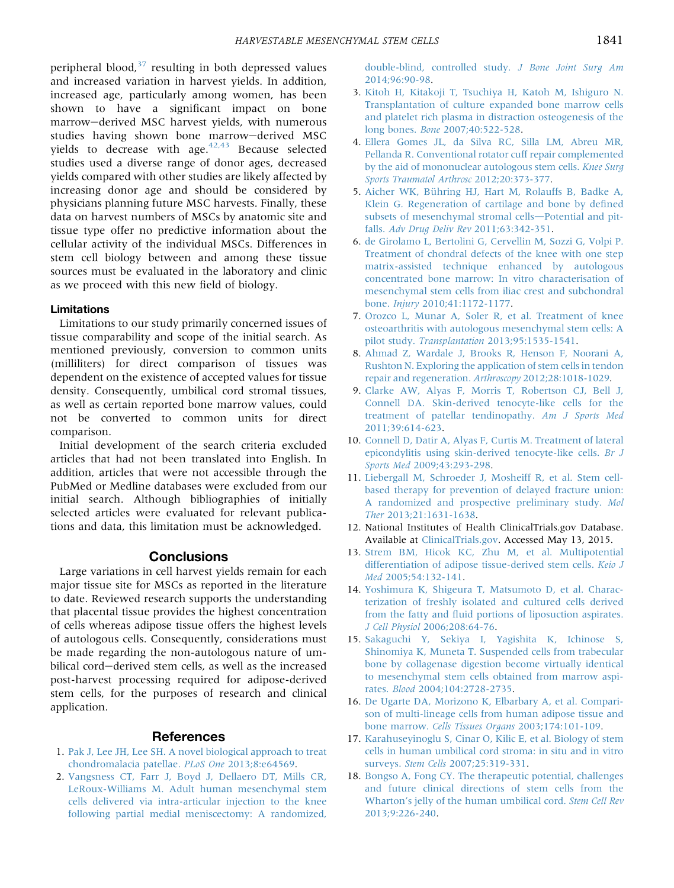peripheral blood,[37] resulting in both depressed values and increased variation in harvest yields. In addition, increased age, particularly among women, has been shown to have a significant impact on bone marrow–derived MSC harvest yields, with numerous studies having shown bone marrow–derived MSC yields to decrease with age.[42,43] Because selected studies used a diverse range of donor ages, decreased yields compared with other studies are likely affected by increasing donor age and should be considered by physicians planning future MSC harvests. Finally, these data on harvest numbers of MSCs by anatomic site and tissue type offer no predictive information about the cellular activity of the individual MSCs. Differences in stem cell biology between and among these tissue sources must be evaluated in the laboratory and clinic as we proceed with this new field of biology.

### Limitations

Limitations to our study primarily concerned issues of tissue comparability and scope of the initial search. As mentioned previously, conversion to common units (milliliters) for direct comparison of tissues was dependent on the existence of accepted values for tissue density. Consequently, umbilical cord stromal tissues, as well as certain reported bone marrow values, could not be converted to common units for direct comparison.

Initial development of the search criteria excluded articles that had not been translated into English. In addition, articles that were not accessible through the PubMed or Medline databases were excluded from our initial search. Although bibliographies of initially selected articles were evaluated for relevant publications and data, this limitation must be acknowledged.

## Conclusions

Large variations in cell harvest yields remain for each major tissue site for MSCs as reported in the literature to date. Reviewed research supports the understanding that placental tissue provides the highest concentration of cells whereas adipose tissue offers the highest levels of autologous cells. Consequently, considerations must be made regarding the non-autologous nature of umbilical cord–derived stem cells, as well as the increased post-harvest processing required for adipose-derived stem cells, for the purposes of research and clinical application.

## References

1. Pak J, Lee JH, Lee SH. A novel biological approach to treat chondromalacia patellae. *PLoS One* 2013;8:e64569.
2. Vangsness CT, Farr J, Boyd J, Dellaero DT, Mills CR, LeRoux-Williams M. Adult human mesenchymal stem cells delivered via intra-articular injection to the knee following partial medial meniscectomy: A randomized, double-blind, controlled study. *J Bone Joint Surg Am* 2014;96:90-98.
3. Kitoh H, Kitakoji T, Tsuchiya H, Katoh M, Ishiguro N. Transplantation of culture expanded bone marrow cells and platelet rich plasma in distraction osteogenesis of the long bones. *Bone* 2007;40:522-528.
4. Ellera Gomes JL, da Silva RC, Silla LM, Abreu MR, Pellanda R. Conventional rotator cuff repair complemented by the aid of mononuclear autologous stem cells. *Knee Surg Sports Traumatol Arthrosc* 2012;20:373-377.
5. Aicher WK, Bühring HJ, Hart M, Rolauffs B, Badke A, Klein G. Regeneration of cartilage and bone by defined subsets of mesenchymal stromal cells—Potential and pitfalls. *Adv Drug Deliv Rev* 2011;63:342-351.
6. de Girolamo L, Bertolini G, Cervellin M, Sozzi G, Volpi P. Treatment of chondral defects of the knee with one step matrix-assisted technique enhanced by autologous concentrated bone marrow: In vitro characterisation of mesenchymal stem cells from iliac crest and subchondral bone. *Injury* 2010;41:1172-1177.
7. Orozco L, Munar A, Soler R, et al. Treatment of knee osteoarthritis with autologous mesenchymal stem cells: A pilot study. *Transplantation* 2013;95:1535-1541.
8. Ahmad Z, Wardale J, Brooks R, Henson F, Noorani A, Rushton N. Exploring the application of stem cells in tendon repair and regeneration. *Arthroscopy* 2012;28:1018-1029.
9. Clarke AW, Alyas F, Morris T, Robertson CJ, Bell J, Connell DA. Skin-derived tenocyte-like cells for the treatment of patellar tendinopathy. *Am J Sports Med* 2011;39:614-623.
10. Connell D, Datir A, Alyas F, Curtis M. Treatment of lateral epicondylitis using skin-derived tenocyte-like cells. *Br J Sports Med* 2009;43:293-298.
11. Liebergall M, Schroeder J, Mosheiff R, et al. Stem cell-based therapy for prevention of delayed fracture union: A randomized and prospective preliminary study. *Mol Ther* 2013;21:1631-1638.
12. National Institutes of Health ClinicalTrials.gov Database. Available at ClinicalTrials.gov. Accessed May 13, 2015.
13. Strem BM, Hicok KC, Zhu M, et al. Multipotential differentiation of adipose tissue-derived stem cells. *Keio J Med* 2005;54:132-141.
14. Yoshimura K, Shigeura T, Matsumoto D, et al. Characterization of freshly isolated and cultured cells derived from the fatty and fluid portions of liposuction aspirates. *J Cell Physiol* 2006;208:64-76.
15. Sakaguchi Y, Sekiya I, Yagishita K, Ichinose S, Shinomiya K, Muneta T. Suspended cells from trabecular bone by collagenase digestion become virtually identical to mesenchymal stem cells obtained from marrow aspirates. *Blood* 2004;104:2728-2735.
16. De Ugarte DA, Morizono K, Elbarbary A, et al. Comparison of multi-lineage cells from human adipose tissue and bone marrow. *Cells Tissues Organs* 2003;174:101-109.
17. Karahuseyinoglu S, Cinar O, Kilic E, et al. Biology of stem cells in human umbilical cord stroma: in situ and in vitro surveys. *Stem Cells* 2007;25:319-331.
18. Bongso A, Fong CY. The therapeutic potential, challenges and future clinical directions of stem cells from the Wharton's jelly of the human umbilical cord. *Stem Cell Rev* 2013;9:226-240.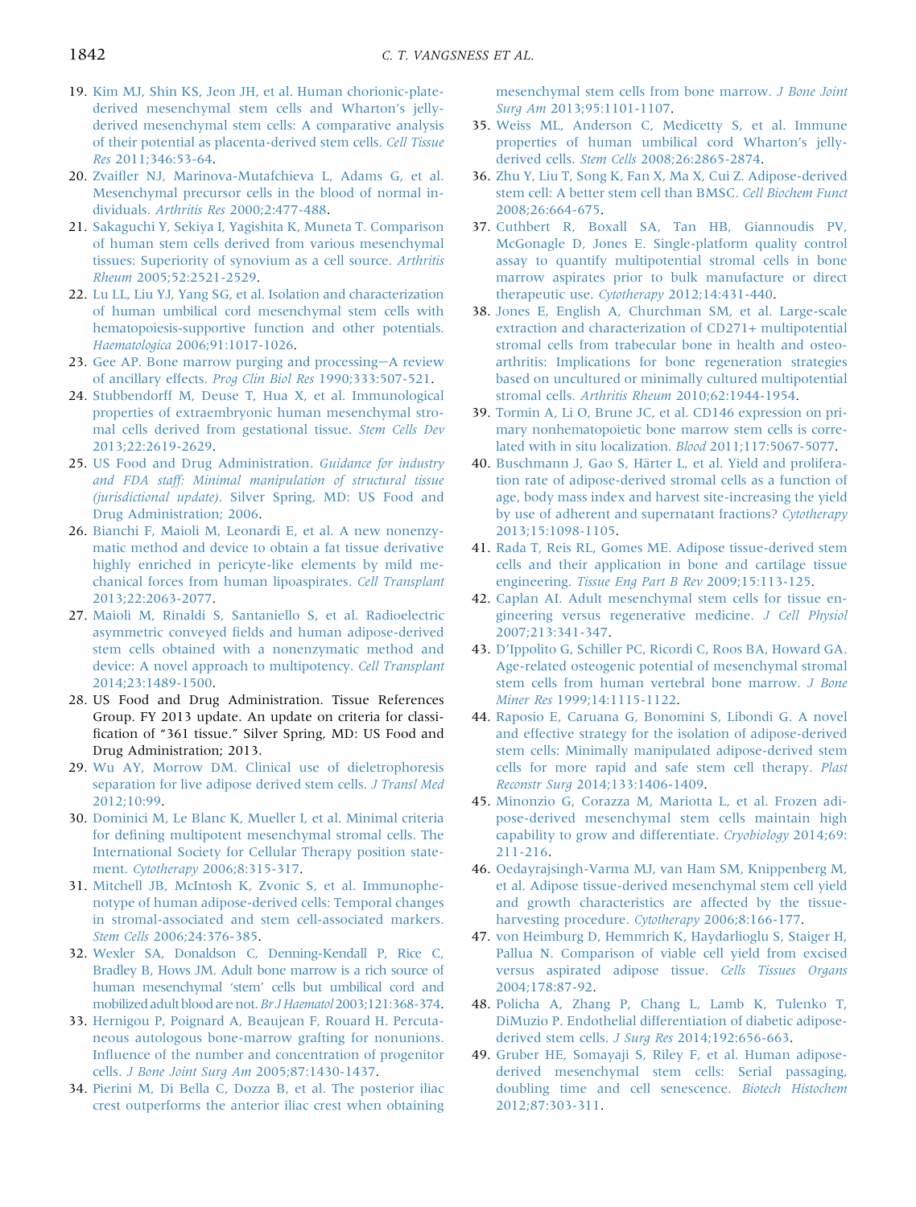19. Kim MJ, Shin KS, Jeon JH, et al. Human chorionic-plate-derived mesenchymal stem cells and Wharton's jelly-derived mesenchymal stem cells: A comparative analysis of their potential as placenta-derived stem cells. *Cell Tissue Res* 2011;346:53-64.
20. Zvaifler NJ, Marinova-Mutafchieva L, Adams G, et al. Mesenchymal precursor cells in the blood of normal individuals. *Arthritis Res* 2000;2:477-488.
21. Sakaguchi Y, Sekiya I, Yagishita K, Muneta T. Comparison of human stem cells derived from various mesenchymal tissues: Superiority of synovium as a cell source. *Arthritis Rheum* 2005;52:2521-2529.
22. Lu LL, Liu YJ, Yang SG, et al. Isolation and characterization of human umbilical cord mesenchymal stem cells with hematopoiesis-supportive function and other potentials. *Haematologica* 2006;91:1017-1026.
23. Gee AP. Bone marrow purging and processing—A review of ancillary effects. *Prog Clin Biol Res* 1990;333:507-521.
24. Stubbendorff M, Deuse T, Hua X, et al. Immunological properties of extraembryonic human mesenchymal stromal cells derived from gestational tissue. *Stem Cells Dev* 2013;22:2619-2629.
25. US Food and Drug Administration. *Guidance for industry and FDA staff: Minimal manipulation of structural tissue (jurisdictional update)*. Silver Spring, MD: US Food and Drug Administration; 2006.
26. Bianchi F, Maioli M, Leonardi E, et al. A new nonenzymatic method and device to obtain a fat tissue derivative highly enriched in pericyte-like elements by mild mechanical forces from human lipoaspirates. *Cell Transplant* 2013;22:2063-2077.
27. Maioli M, Rinaldi S, Santaniello S, et al. Radioelectric asymmetric conveyed fields and human adipose-derived stem cells obtained with a nonenzymatic method and device: A novel approach to multipotency. *Cell Transplant* 2014;23:1489-1500.
28. US Food and Drug Administration. Tissue References Group. FY 2013 update. An update on criteria for classification of "361 tissue." Silver Spring, MD: US Food and Drug Administration; 2013.
29. Wu AY, Morrow DM. Clinical use of dieletrophoresis separation for live adipose derived stem cells. *J Transl Med* 2012;10:99.
30. Dominici M, Le Blanc K, Mueller I, et al. Minimal criteria for defining multipotent mesenchymal stromal cells. The International Society for Cellular Therapy position statement. *Cytotherapy* 2006;8:315-317.
31. Mitchell JB, McIntosh K, Zvonic S, et al. Immunophenotype of human adipose-derived cells: Temporal changes in stromal-associated and stem cell-associated markers. *Stem Cells* 2006;24:376-385.
32. Wexler SA, Donaldson C, Denning-Kendall P, Rice C, Bradley B, Hows JM. Adult bone marrow is a rich source of human mesenchymal 'stem' cells but umbilical cord and mobilized adult blood are not. *Br J Haematol* 2003;121:368-374.
33. Hernigou P, Poignard A, Beaujean F, Rouard H. Percutaneous autologous bone-marrow grafting for nonunions. Influence of the number and concentration of progenitor cells. *J Bone Joint Surg Am* 2005;87:1430-1437.
34. Pierini M, Di Bella C, Dozza B, et al. The posterior iliac crest outperforms the anterior iliac crest when obtaining mesenchymal stem cells from bone marrow. *J Bone Joint Surg Am* 2013;95:1101-1107.
35. Weiss ML, Anderson C, Medicetty S, et al. Immune properties of human umbilical cord Wharton's jelly-derived cells. *Stem Cells* 2008;26:2865-2874.
36. Zhu Y, Liu T, Song K, Fan X, Ma X, Cui Z. Adipose-derived stem cell: A better stem cell than BMSC. *Cell Biochem Funct* 2008;26:664-675.
37. Cuthbert R, Boxall SA, Tan HB, Giannoudis PV, McGonagle D, Jones E. Single-platform quality control assay to quantify multipotential stromal cells in bone marrow aspirates prior to bulk manufacture or direct therapeutic use. *Cytotherapy* 2012;14:431-440.
38. Jones E, English A, Churchman SM, et al. Large-scale extraction and characterization of CD271+ multipotential stromal cells from trabecular bone in health and osteoarthritis: Implications for bone regeneration strategies based on uncultured or minimally cultured multipotential stromal cells. *Arthritis Rheum* 2010;62:1944-1954.
39. Tormin A, Li O, Brune JC, et al. CD146 expression on primary nonhematopoietic bone marrow stem cells is correlated with in situ localization. *Blood* 2011;117:5067-5077.
40. Buschmann J, Gao S, Härter L, et al. Yield and proliferation rate of adipose-derived stromal cells as a function of age, body mass index and harvest site-increasing the yield by use of adherent and supernatant fractions? *Cytotherapy* 2013;15:1098-1105.
41. Rada T, Reis RL, Gomes ME. Adipose tissue-derived stem cells and their application in bone and cartilage tissue engineering. *Tissue Eng Part B Rev* 2009;15:113-125.
42. Caplan AI. Adult mesenchymal stem cells for tissue engineering versus regenerative medicine. *J Cell Physiol* 2007;213:341-347.
43. D'Ippolito G, Schiller PC, Ricordi C, Roos BA, Howard GA. Age-related osteogenic potential of mesenchymal stromal stem cells from human vertebral bone marrow. *J Bone Miner Res* 1999;14:1115-1122.
44. Raposio E, Caruana G, Bonomini S, Libondi G. A novel and effective strategy for the isolation of adipose-derived stem cells: Minimally manipulated adipose-derived stem cells for more rapid and safe stem cell therapy. *Plast Reconstr Surg* 2014;133:1406-1409.
45. Minonzio G, Corazza M, Mariotta L, et al. Frozen adipose-derived mesenchymal stem cells maintain high capability to grow and differentiate. *Cryobiology* 2014;69:211-216.
46. Oedayrajsingh-Varma MJ, van Ham SM, Knippenberg M, et al. Adipose tissue-derived mesenchymal stem cell yield and growth characteristics are affected by the tissue-harvesting procedure. *Cytotherapy* 2006;8:166-177.
47. von Heimburg D, Hemmrich K, Haydarlioglu S, Staiger H, Pallua N. Comparison of viable cell yield from excised versus aspirated adipose tissue. *Cells Tissues Organs* 2004;178:87-92.
48. Policha A, Zhang P, Chang L, Lamb K, Tulenko T, DiMuzio P. Endothelial differentiation of diabetic adipose-derived stem cells. *J Surg Res* 2014;192:656-663.
49. Gruber HE, Somayaji S, Riley F, et al. Human adipose-derived mesenchymal stem cells: Serial passaging, doubling time and cell senescence. *Biotech Histochem* 2012;87:303-311.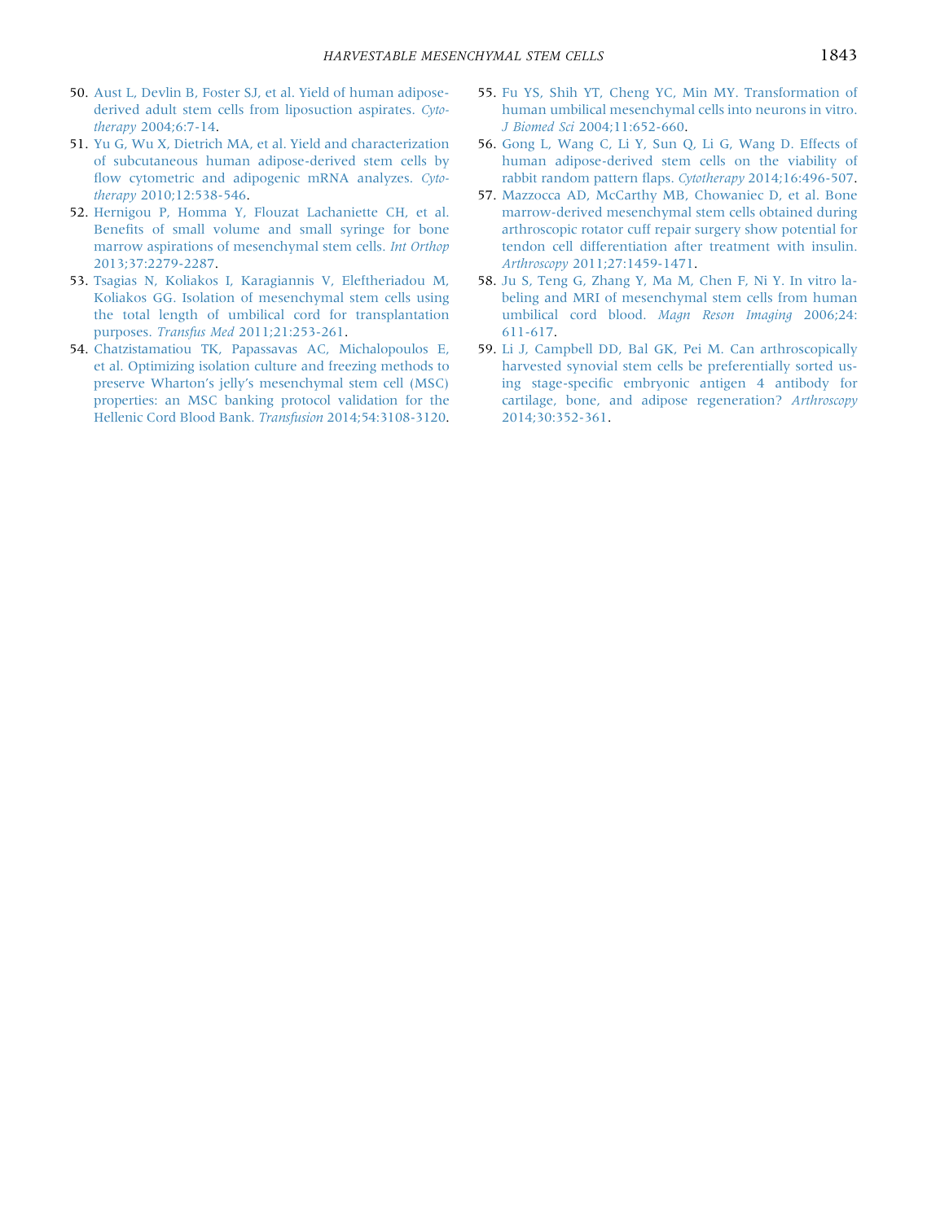50. Aust L, Devlin B, Foster SJ, et al. Yield of human adipose-derived adult stem cells from liposuction aspirates. *Cytotherapy* 2004;6:7-14.
51. Yu G, Wu X, Dietrich MA, et al. Yield and characterization of subcutaneous human adipose-derived stem cells by flow cytometric and adipogenic mRNA analyzes. *Cytotherapy* 2010;12:538-546.
52. Hernigou P, Homma Y, Flouzat Lachaniette CH, et al. Benefits of small volume and small syringe for bone marrow aspirations of mesenchymal stem cells. *Int Orthop* 2013;37:2279-2287.
53. Tsagias N, Koliakos I, Karagiannis V, Eleftheriadou M, Koliakos GG. Isolation of mesenchymal stem cells using the total length of umbilical cord for transplantation purposes. *Transfus Med* 2011;21:253-261.
54. Chatzistamatiou TK, Papassavas AC, Michalopoulos E, et al. Optimizing isolation culture and freezing methods to preserve Wharton's jelly's mesenchymal stem cell (MSC) properties: an MSC banking protocol validation for the Hellenic Cord Blood Bank. *Transfusion* 2014;54:3108-3120.
55. Fu YS, Shih YT, Cheng YC, Min MY. Transformation of human umbilical mesenchymal cells into neurons in vitro. *J Biomed Sci* 2004;11:652-660.
56. Gong L, Wang C, Li Y, Sun Q, Li G, Wang D. Effects of human adipose-derived stem cells on the viability of rabbit random pattern flaps. *Cytotherapy* 2014;16:496-507.
57. Mazzocca AD, McCarthy MB, Chowaniec D, et al. Bone marrow-derived mesenchymal stem cells obtained during arthroscopic rotator cuff repair surgery show potential for tendon cell differentiation after treatment with insulin. *Arthroscopy* 2011;27:1459-1471.
58. Ju S, Teng G, Zhang Y, Ma M, Chen F, Ni Y. In vitro labeling and MRI of mesenchymal stem cells from human umbilical cord blood. *Magn Reson Imaging* 2006;24:611-617.
59. Li J, Campbell DD, Bal GK, Pei M. Can arthroscopically harvested synovial stem cells be preferentially sorted using stage-specific embryonic antigen 4 antibody for cartilage, bone, and adipose regeneration? *Arthroscopy* 2014;30:352-361.